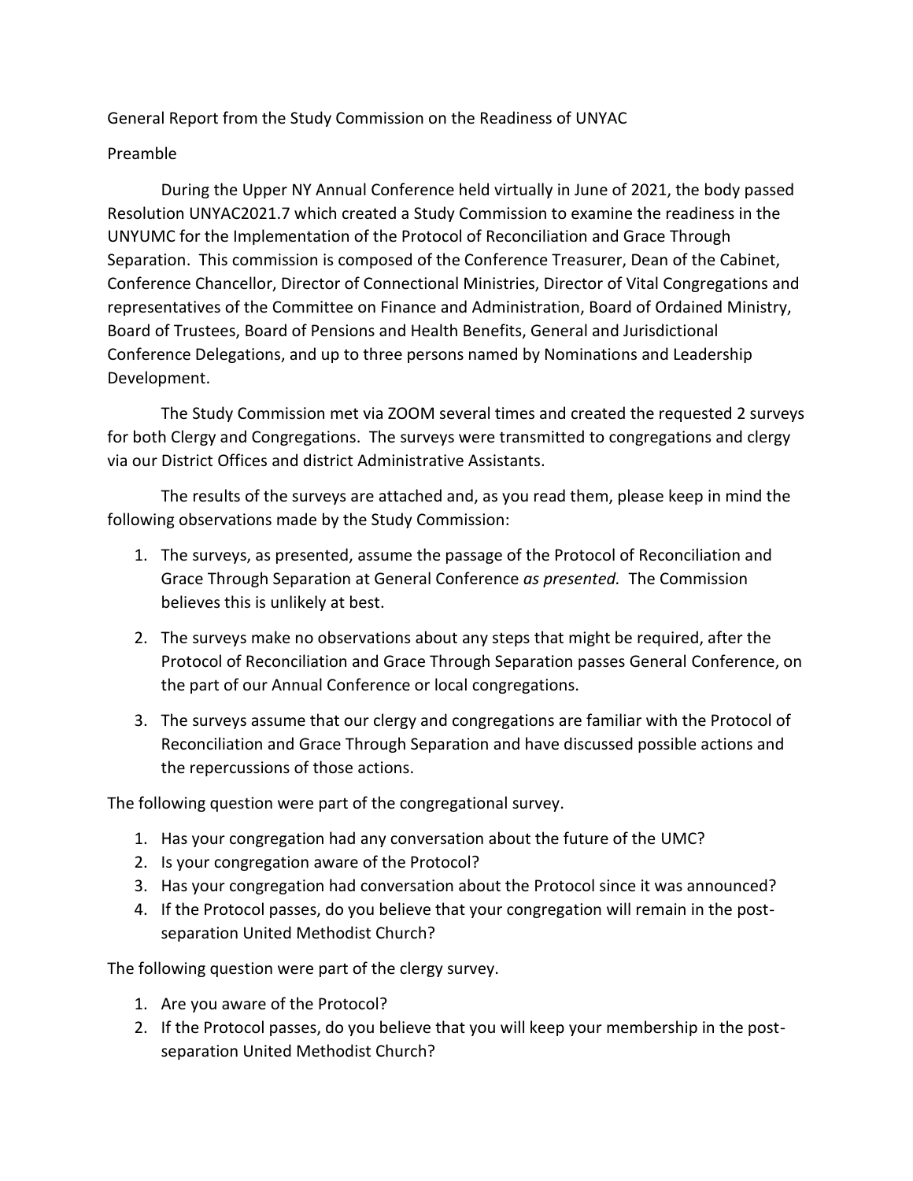# General Report from the Study Commission on the Readiness of UNYAC

## Preamble

During the Upper NY Annual Conference held virtually in June of 2021, the body passed Resolution UNYAC2021.7 which created a Study Commission to examine the readiness in the UNYUMC for the Implementation of the Protocol of Reconciliation and Grace Through Separation. This commission is composed of the Conference Treasurer, Dean of the Cabinet, Conference Chancellor, Director of Connectional Ministries, Director of Vital Congregations and representatives of the Committee on Finance and Administration, Board of Ordained Ministry, Board of Trustees, Board of Pensions and Health Benefits, General and Jurisdictional Conference Delegations, and up to three persons named by Nominations and Leadership Development.

The Study Commission met via ZOOM several times and created the requested 2 surveys for both Clergy and Congregations. The surveys were transmitted to congregations and clergy via our District Offices and district Administrative Assistants.

The results of the surveys are attached and, as you read them, please keep in mind the following observations made by the Study Commission:

1. The surveys, as presented, assume the passage of the Protocol of Reconciliation and Grace Through Separation at General Conference *as presented.* The Commission believes this is unlikely at best.
2. The surveys make no observations about any steps that might be required, after the Protocol of Reconciliation and Grace Through Separation passes General Conference, on the part of our Annual Conference or local congregations.
3. The surveys assume that our clergy and congregations are familiar with the Protocol of Reconciliation and Grace Through Separation and have discussed possible actions and the repercussions of those actions.

The following question were part of the congregational survey.

1. Has your congregation had any conversation about the future of the UMC?
2. Is your congregation aware of the Protocol?
3. Has your congregation had conversation about the Protocol since it was announced?
4. If the Protocol passes, do you believe that your congregation will remain in the post-separation United Methodist Church?

The following question were part of the clergy survey.

1. Are you aware of the Protocol?
2. If the Protocol passes, do you believe that you will keep your membership in the post-separation United Methodist Church?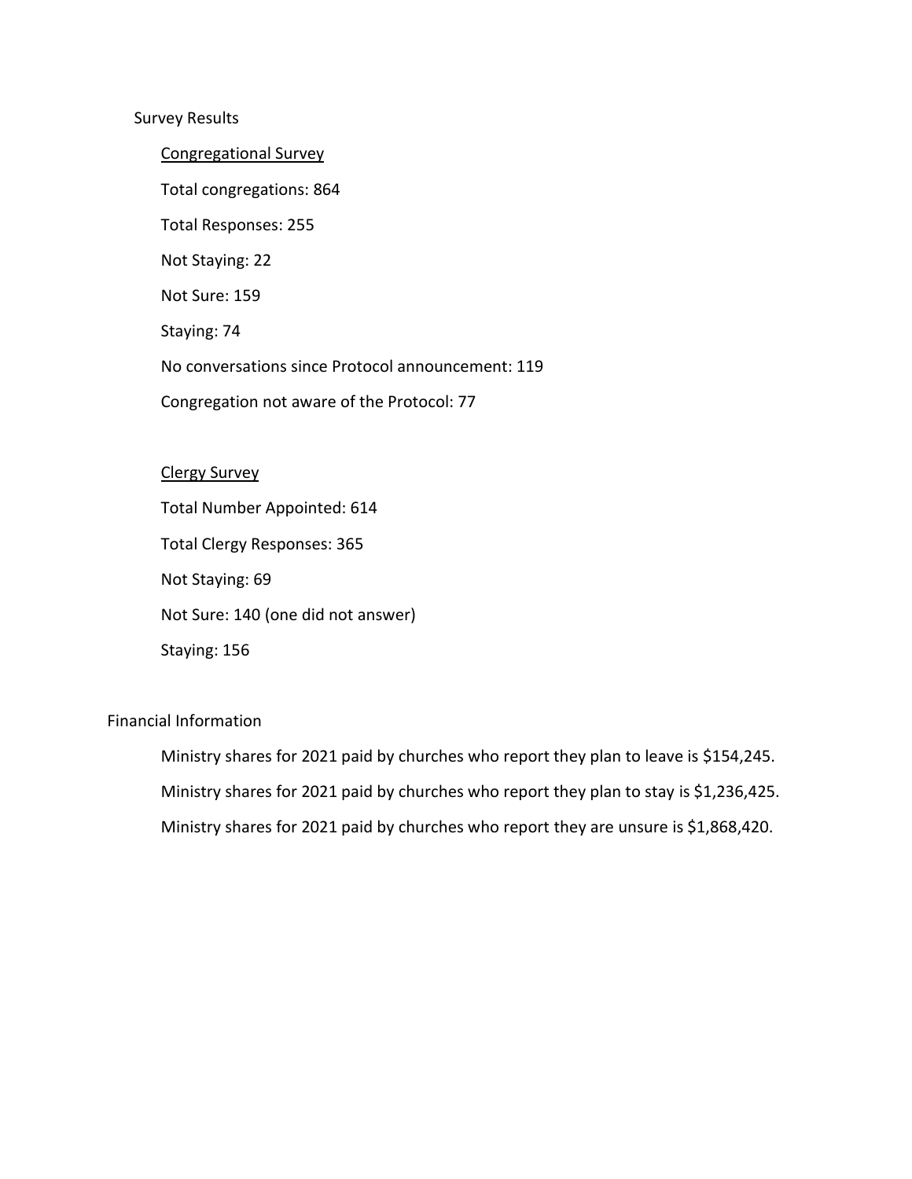## Survey Results

### Congregational Survey

Total congregations: 864

Total Responses: 255

Not Staying: 22

Not Sure: 159

Staying: 74

No conversations since Protocol announcement: 119

Congregation not aware of the Protocol: 77

### Clergy Survey

Total Number Appointed: 614

Total Clergy Responses: 365

Not Staying: 69

Not Sure: 140 (one did not answer)

Staying: 156

## Financial Information

Ministry shares for 2021 paid by churches who report they plan to leave is $154,245.

Ministry shares for 2021 paid by churches who report they plan to stay is $1,236,425.

Ministry shares for 2021 paid by churches who report they are unsure is $1,868,420.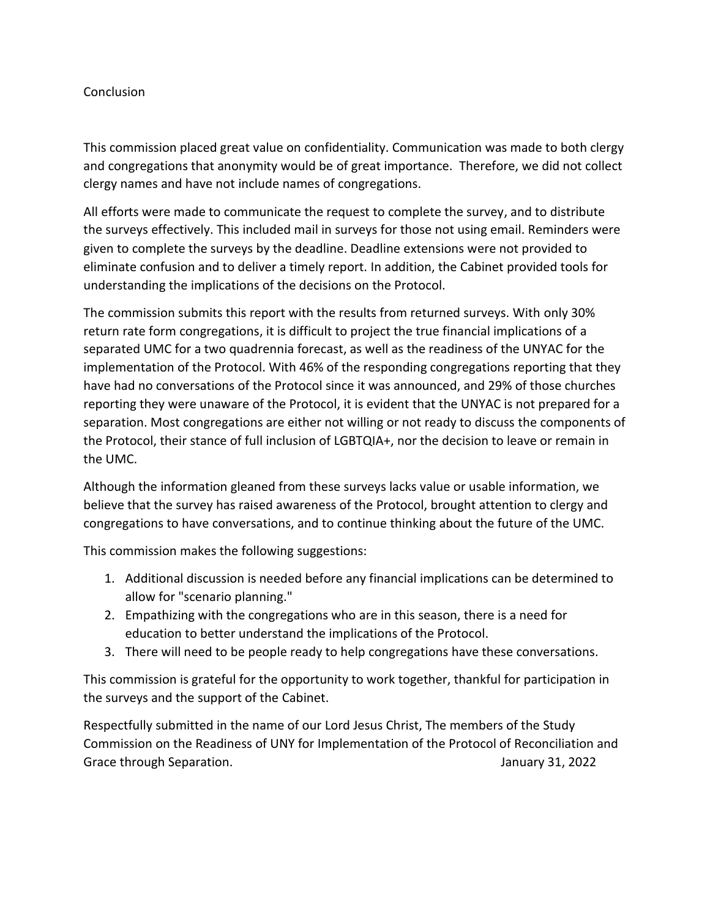## Conclusion

This commission placed great value on confidentiality. Communication was made to both clergy and congregations that anonymity would be of great importance. Therefore, we did not collect clergy names and have not include names of congregations.

All efforts were made to communicate the request to complete the survey, and to distribute the surveys effectively. This included mail in surveys for those not using email. Reminders were given to complete the surveys by the deadline. Deadline extensions were not provided to eliminate confusion and to deliver a timely report. In addition, the Cabinet provided tools for understanding the implications of the decisions on the Protocol.

The commission submits this report with the results from returned surveys. With only 30% return rate form congregations, it is difficult to project the true financial implications of a separated UMC for a two quadrennia forecast, as well as the readiness of the UNYAC for the implementation of the Protocol. With 46% of the responding congregations reporting that they have had no conversations of the Protocol since it was announced, and 29% of those churches reporting they were unaware of the Protocol, it is evident that the UNYAC is not prepared for a separation. Most congregations are either not willing or not ready to discuss the components of the Protocol, their stance of full inclusion of LGBTQIA+, nor the decision to leave or remain in the UMC.

Although the information gleaned from these surveys lacks value or usable information, we believe that the survey has raised awareness of the Protocol, brought attention to clergy and congregations to have conversations, and to continue thinking about the future of the UMC.

This commission makes the following suggestions:

1. Additional discussion is needed before any financial implications can be determined to allow for "scenario planning."
2. Empathizing with the congregations who are in this season, there is a need for education to better understand the implications of the Protocol.
3. There will need to be people ready to help congregations have these conversations.

This commission is grateful for the opportunity to work together, thankful for participation in the surveys and the support of the Cabinet.

Respectfully submitted in the name of our Lord Jesus Christ, The members of the Study Commission on the Readiness of UNY for Implementation of the Protocol of Reconciliation and Grace through Separation. January 31, 2022